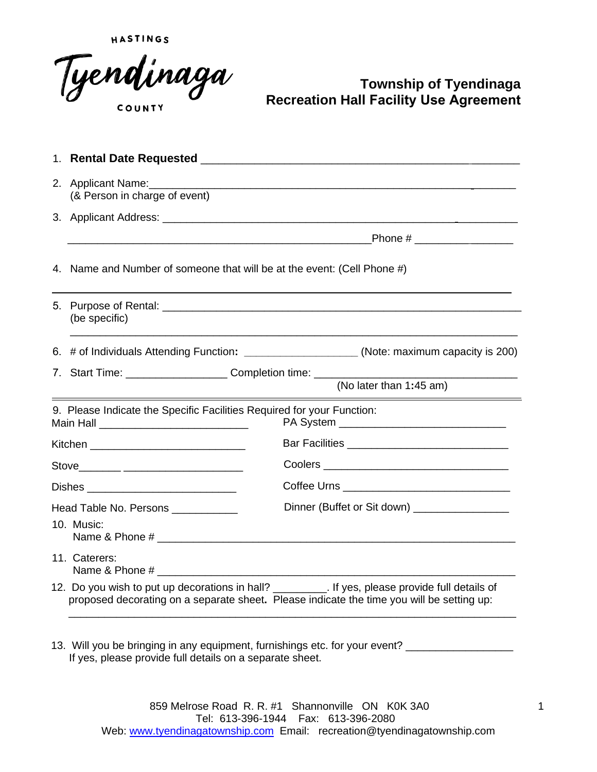HASTINGS

Tyendinaga

COUNTY

# Township of Tyendinaga
## Recreation Hall Facility Use Agreement

1. **Rental Date Requested** ________________________________________________________

2. Applicant Name:________________________________________________________
   (& Person in charge of event)

3. Applicant Address: ________________________________________________________

   ________________________________________________________Phone # __________________

4. Name and Number of someone that will be at the event: (Cell Phone #)

   ________________________________________________________

5. Purpose of Rental: ________________________________________________________
   (be specific)

   ________________________________________________________

6. # of Individuals Attending Function: __________________ (Note: maximum capacity is 200)

7. Start Time: ________________ Completion time: ________________________________
   (No later than 1:45 am)

9. Please Indicate the Specific Facilities Required for your Function:

Main Hall _________________________

PA System ____________________________

Kitchen _________________________

Bar Facilities ___________________________

Stove_______ ____________________

Coolers _______________________________

Dishes _________________________

Coffee Urns ___________________________

Head Table No. Persons ___________

Dinner (Buffet or Sit down) ________________

10. Music:
    Name & Phone # ________________________________________________________

11. Caterers:
    Name & Phone # ________________________________________________________

12. Do you wish to put up decorations in hall? _________. If yes, please provide full details of proposed decorating on a separate sheet**.** Please indicate the time you will be setting up:

    ________________________________________________________

13. Will you be bringing in any equipment, furnishings etc. for your event? _________________
    If yes, please provide full details on a separate sheet.

859 Melrose Road R. R. #1 Shannonville ON K0K 3A0
Tel: 613-396-1944 Fax: 613-396-2080
Web: www.tyendinagatownship.com Email: recreation@tyendinagatownship.com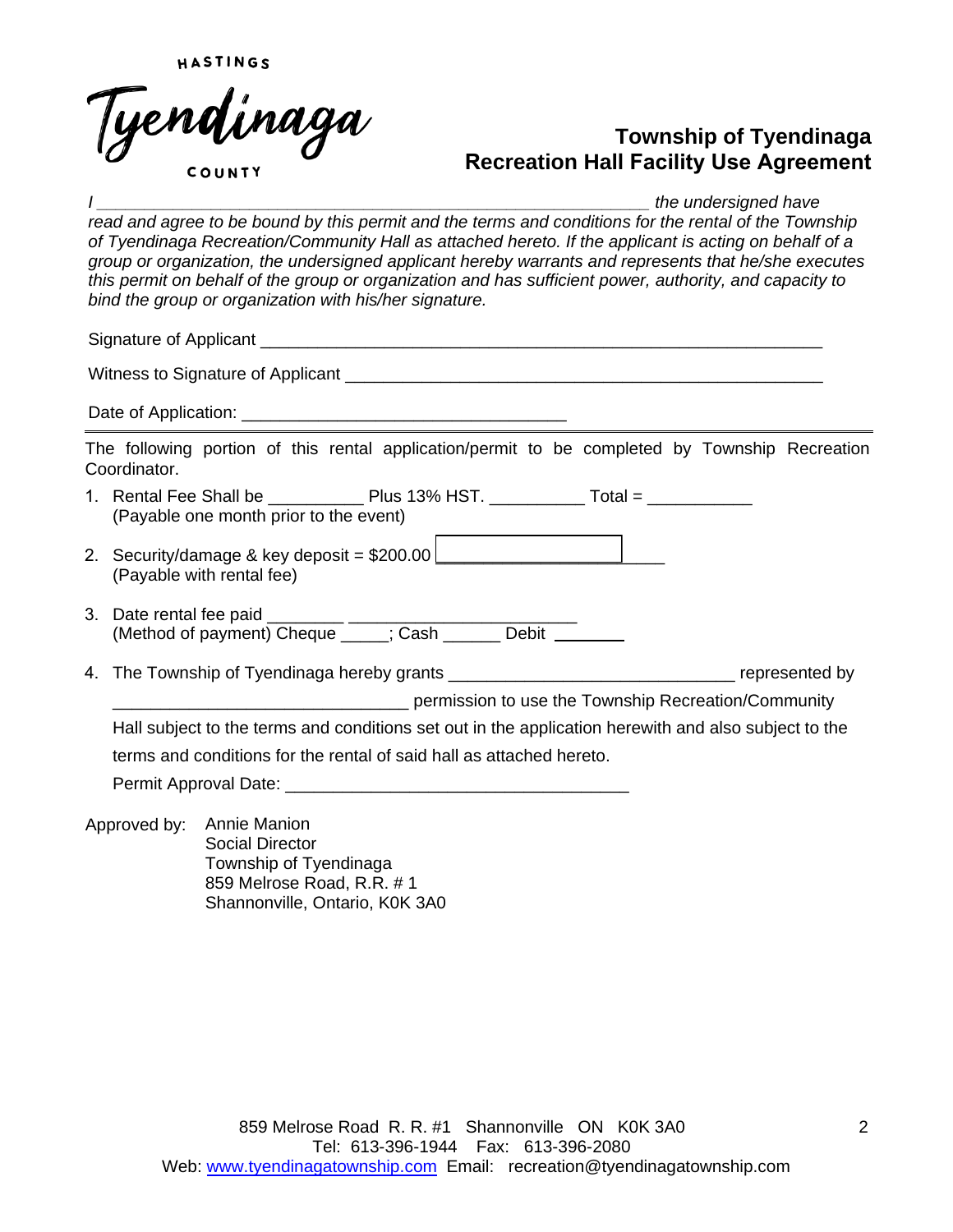HASTINGS

Tyendinaga

COUNTY

## Township of Tyendinaga
## Recreation Hall Facility Use Agreement

*I ______________________________________________________________ the undersigned have read and agree to be bound by this permit and the terms and conditions for the rental of the Township of Tyendinaga Recreation/Community Hall as attached hereto. If the applicant is acting on behalf of a group or organization, the undersigned applicant hereby warrants and represents that he/she executes this permit on behalf of the group or organization and has sufficient power, authority, and capacity to bind the group or organization with his/her signature.*

Signature of Applicant ______________________________________________________________

Witness to Signature of Applicant ____________________________________________________

Date of Application: ____________________________________

---

The following portion of this rental application/permit to be completed by Township Recreation Coordinator.

1. Rental Fee Shall be __________ Plus 13% HST. __________ Total = ___________
   (Payable one month prior to the event)
2. Security/damage & key deposit = $200.00 ________________________
   (Payable with rental fee)
3. Date rental fee paid ________ ________________________
   (Method of payment) Cheque _____; Cash ______ Debit ________
4. The Township of Tyendinaga hereby grants _______________________________ represented by _______________________________ permission to use the Township Recreation/Community Hall subject to the terms and conditions set out in the application herewith and also subject to the terms and conditions for the rental of said hall as attached hereto.

   Permit Approval Date: _____________________________________

Approved by: Annie Manion
Social Director
Township of Tyendinaga
859 Melrose Road, R.R. # 1
Shannonville, Ontario, K0K 3A0

859 Melrose Road R. R. #1 Shannonville ON K0K 3A0
Tel: 613-396-1944 Fax: 613-396-2080
Web: www.tyendinagatownship.com Email: recreation@tyendinagatownship.com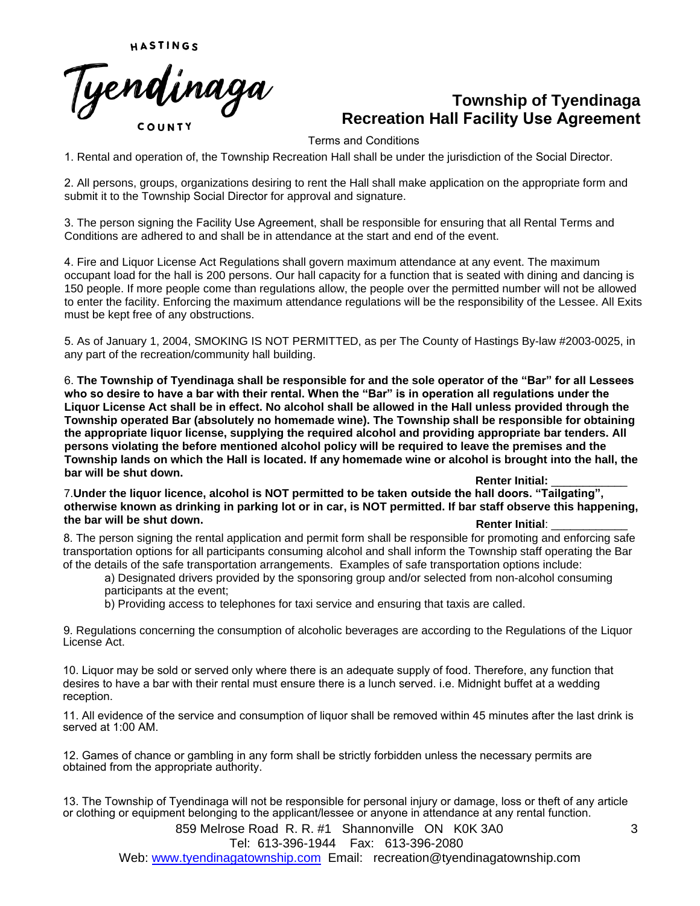HASTINGS

Tyendinaga

COUNTY

# Township of Tyendinaga
# Recreation Hall Facility Use Agreement

Terms and Conditions

1. Rental and operation of, the Township Recreation Hall shall be under the jurisdiction of the Social Director.

2. All persons, groups, organizations desiring to rent the Hall shall make application on the appropriate form and submit it to the Township Social Director for approval and signature.

3. The person signing the Facility Use Agreement, shall be responsible for ensuring that all Rental Terms and Conditions are adhered to and shall be in attendance at the start and end of the event.

4. Fire and Liquor License Act Regulations shall govern maximum attendance at any event. The maximum occupant load for the hall is 200 persons. Our hall capacity for a function that is seated with dining and dancing is 150 people. If more people come than regulations allow, the people over the permitted number will not be allowed to enter the facility. Enforcing the maximum attendance regulations will be the responsibility of the Lessee. All Exits must be kept free of any obstructions.

5. As of January 1, 2004, SMOKING IS NOT PERMITTED, as per The County of Hastings By-law #2003-0025, in any part of the recreation/community hall building.

6. **The Township of Tyendinaga shall be responsible for and the sole operator of the "Bar" for all Lessees who so desire to have a bar with their rental. When the "Bar" is in operation all regulations under the Liquor License Act shall be in effect. No alcohol shall be allowed in the Hall unless provided through the Township operated Bar (absolutely no homemade wine). The Township shall be responsible for obtaining the appropriate liquor license, supplying the required alcohol and providing appropriate bar tenders. All persons violating the before mentioned alcohol policy will be required to leave the premises and the Township lands on which the Hall is located. If any homemade wine or alcohol is brought into the hall, the bar will be shut down.**

**Renter Initial:** ____________

7. **Under the liquor licence, alcohol is NOT permitted to be taken outside the hall doors. "Tailgating", otherwise known as drinking in parking lot or in car, is NOT permitted. If bar staff observe this happening, the bar will be shut down.**

**Renter Initial**: ____________

8. The person signing the rental application and permit form shall be responsible for promoting and enforcing safe transportation options for all participants consuming alcohol and shall inform the Township staff operating the Bar of the details of the safe transportation arrangements. Examples of safe transportation options include:

   a) Designated drivers provided by the sponsoring group and/or selected from non-alcohol consuming participants at the event;

   b) Providing access to telephones for taxi service and ensuring that taxis are called.

9. Regulations concerning the consumption of alcoholic beverages are according to the Regulations of the Liquor License Act.

10. Liquor may be sold or served only where there is an adequate supply of food. Therefore, any function that desires to have a bar with their rental must ensure there is a lunch served. i.e. Midnight buffet at a wedding reception.

11. All evidence of the service and consumption of liquor shall be removed within 45 minutes after the last drink is served at 1:00 AM.

12. Games of chance or gambling in any form shall be strictly forbidden unless the necessary permits are obtained from the appropriate authority.

13. The Township of Tyendinaga will not be responsible for personal injury or damage, loss or theft of any article or clothing or equipment belonging to the applicant/lessee or anyone in attendance at any rental function.

859 Melrose Road R. R. #1 Shannonville ON K0K 3A0
Tel: 613-396-1944 Fax: 613-396-2080
Web: www.tyendinagatownship.com Email: recreation@tyendinagatownship.com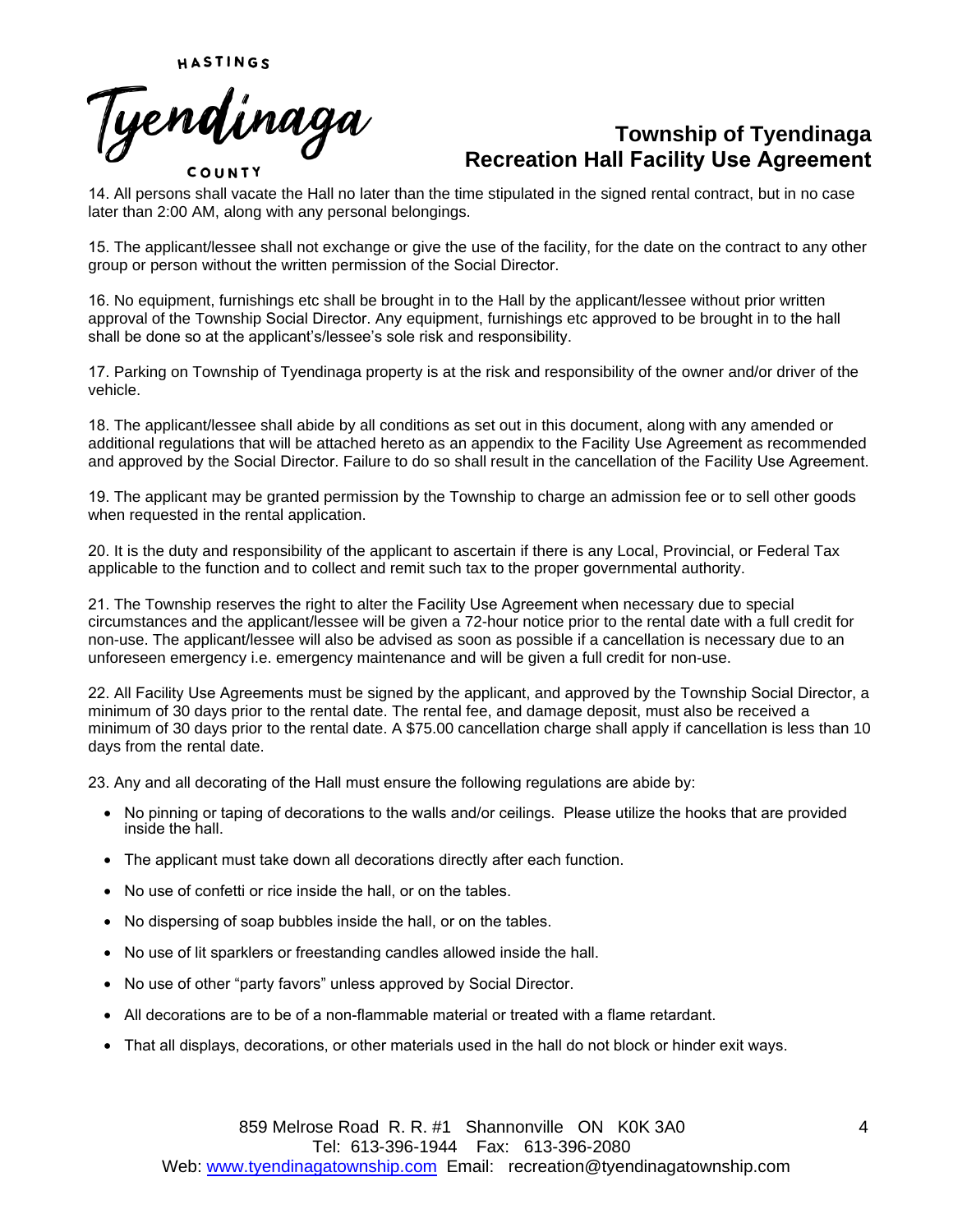14. All persons shall vacate the Hall no later than the time stipulated in the signed rental contract, but in no case later than 2:00 AM, along with any personal belongings.

15. The applicant/lessee shall not exchange or give the use of the facility, for the date on the contract to any other group or person without the written permission of the Social Director.

16. No equipment, furnishings etc shall be brought in to the Hall by the applicant/lessee without prior written approval of the Township Social Director. Any equipment, furnishings etc approved to be brought in to the hall shall be done so at the applicant's/lessee's sole risk and responsibility.

17. Parking on Township of Tyendinaga property is at the risk and responsibility of the owner and/or driver of the vehicle.

18. The applicant/lessee shall abide by all conditions as set out in this document, along with any amended or additional regulations that will be attached hereto as an appendix to the Facility Use Agreement as recommended and approved by the Social Director. Failure to do so shall result in the cancellation of the Facility Use Agreement.

19. The applicant may be granted permission by the Township to charge an admission fee or to sell other goods when requested in the rental application.

20. It is the duty and responsibility of the applicant to ascertain if there is any Local, Provincial, or Federal Tax applicable to the function and to collect and remit such tax to the proper governmental authority.

21. The Township reserves the right to alter the Facility Use Agreement when necessary due to special circumstances and the applicant/lessee will be given a 72-hour notice prior to the rental date with a full credit for non-use. The applicant/lessee will also be advised as soon as possible if a cancellation is necessary due to an unforeseen emergency i.e. emergency maintenance and will be given a full credit for non-use.

22. All Facility Use Agreements must be signed by the applicant, and approved by the Township Social Director, a minimum of 30 days prior to the rental date. The rental fee, and damage deposit, must also be received a minimum of 30 days prior to the rental date. A $75.00 cancellation charge shall apply if cancellation is less than 10 days from the rental date.

23. Any and all decorating of the Hall must ensure the following regulations are abide by:

- No pinning or taping of decorations to the walls and/or ceilings. Please utilize the hooks that are provided inside the hall.
- The applicant must take down all decorations directly after each function.
- No use of confetti or rice inside the hall, or on the tables.
- No dispersing of soap bubbles inside the hall, or on the tables.
- No use of lit sparklers or freestanding candles allowed inside the hall.
- No use of other "party favors" unless approved by Social Director.
- All decorations are to be of a non-flammable material or treated with a flame retardant.
- That all displays, decorations, or other materials used in the hall do not block or hinder exit ways.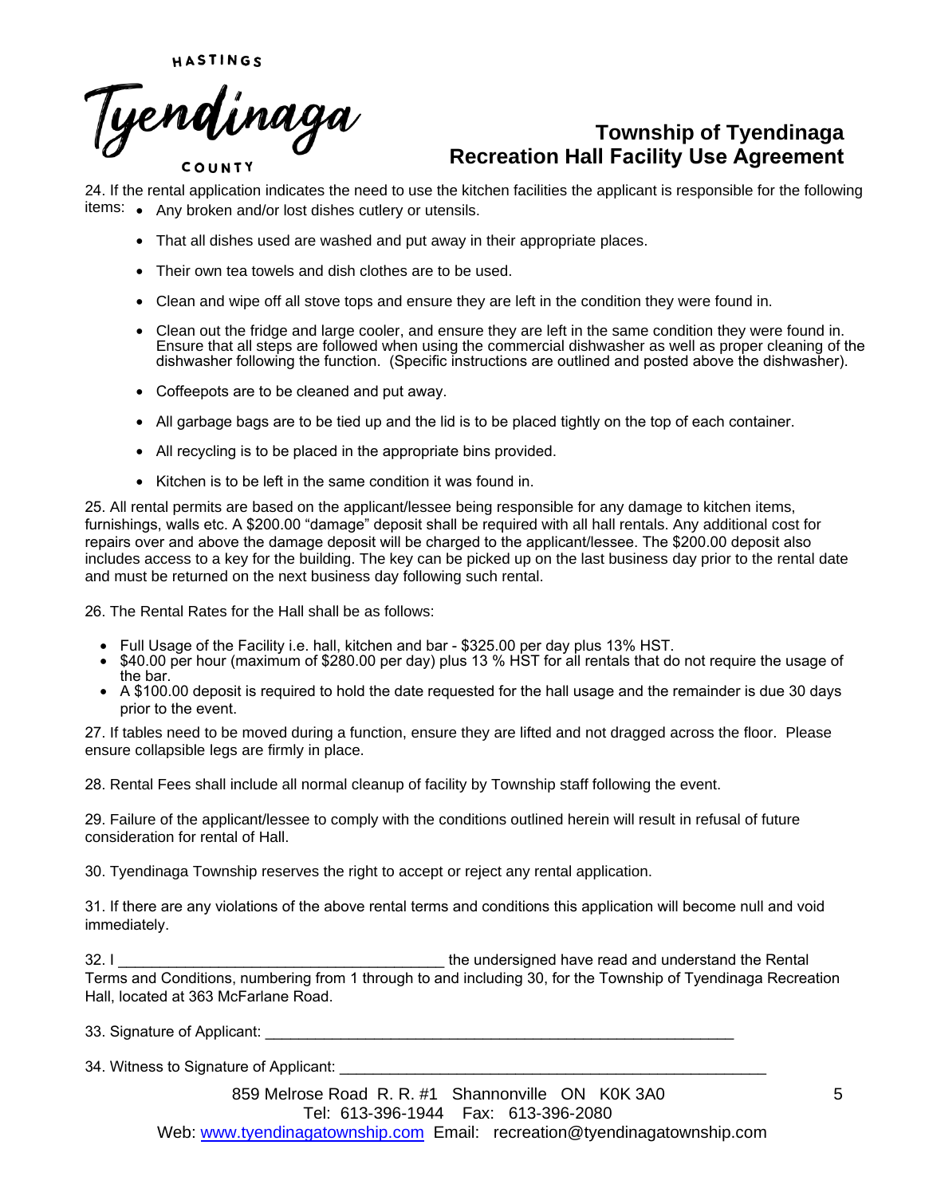24. If the rental application indicates the need to use the kitchen facilities the applicant is responsible for the following items:

- Any broken and/or lost dishes cutlery or utensils.
- That all dishes used are washed and put away in their appropriate places.
- Their own tea towels and dish clothes are to be used.
- Clean and wipe off all stove tops and ensure they are left in the condition they were found in.
- Clean out the fridge and large cooler, and ensure they are left in the same condition they were found in. Ensure that all steps are followed when using the commercial dishwasher as well as proper cleaning of the dishwasher following the function. (Specific instructions are outlined and posted above the dishwasher).
- Coffeepots are to be cleaned and put away.
- All garbage bags are to be tied up and the lid is to be placed tightly on the top of each container.
- All recycling is to be placed in the appropriate bins provided.
- Kitchen is to be left in the same condition it was found in.

25. All rental permits are based on the applicant/lessee being responsible for any damage to kitchen items, furnishings, walls etc. A $200.00 "damage" deposit shall be required with all hall rentals. Any additional cost for repairs over and above the damage deposit will be charged to the applicant/lessee. The $200.00 deposit also includes access to a key for the building. The key can be picked up on the last business day prior to the rental date and must be returned on the next business day following such rental.

26. The Rental Rates for the Hall shall be as follows:

- Full Usage of the Facility i.e. hall, kitchen and bar - $325.00 per day plus 13% HST.
- $40.00 per hour (maximum of $280.00 per day) plus 13 % HST for all rentals that do not require the usage of the bar.
- A $100.00 deposit is required to hold the date requested for the hall usage and the remainder is due 30 days prior to the event.

27. If tables need to be moved during a function, ensure they are lifted and not dragged across the floor. Please ensure collapsible legs are firmly in place.

28. Rental Fees shall include all normal cleanup of facility by Township staff following the event.

29. Failure of the applicant/lessee to comply with the conditions outlined herein will result in refusal of future consideration for rental of Hall.

30. Tyendinaga Township reserves the right to accept or reject any rental application.

31. If there are any violations of the above rental terms and conditions this application will become null and void immediately.

32. I ________________________________________ the undersigned have read and understand the Rental Terms and Conditions, numbering from 1 through to and including 30, for the Township of Tyendinaga Recreation Hall, located at 363 McFarlane Road.

33. Signature of Applicant: ____________________________________________________________

34. Witness to Signature of Applicant: ______________________________________________________